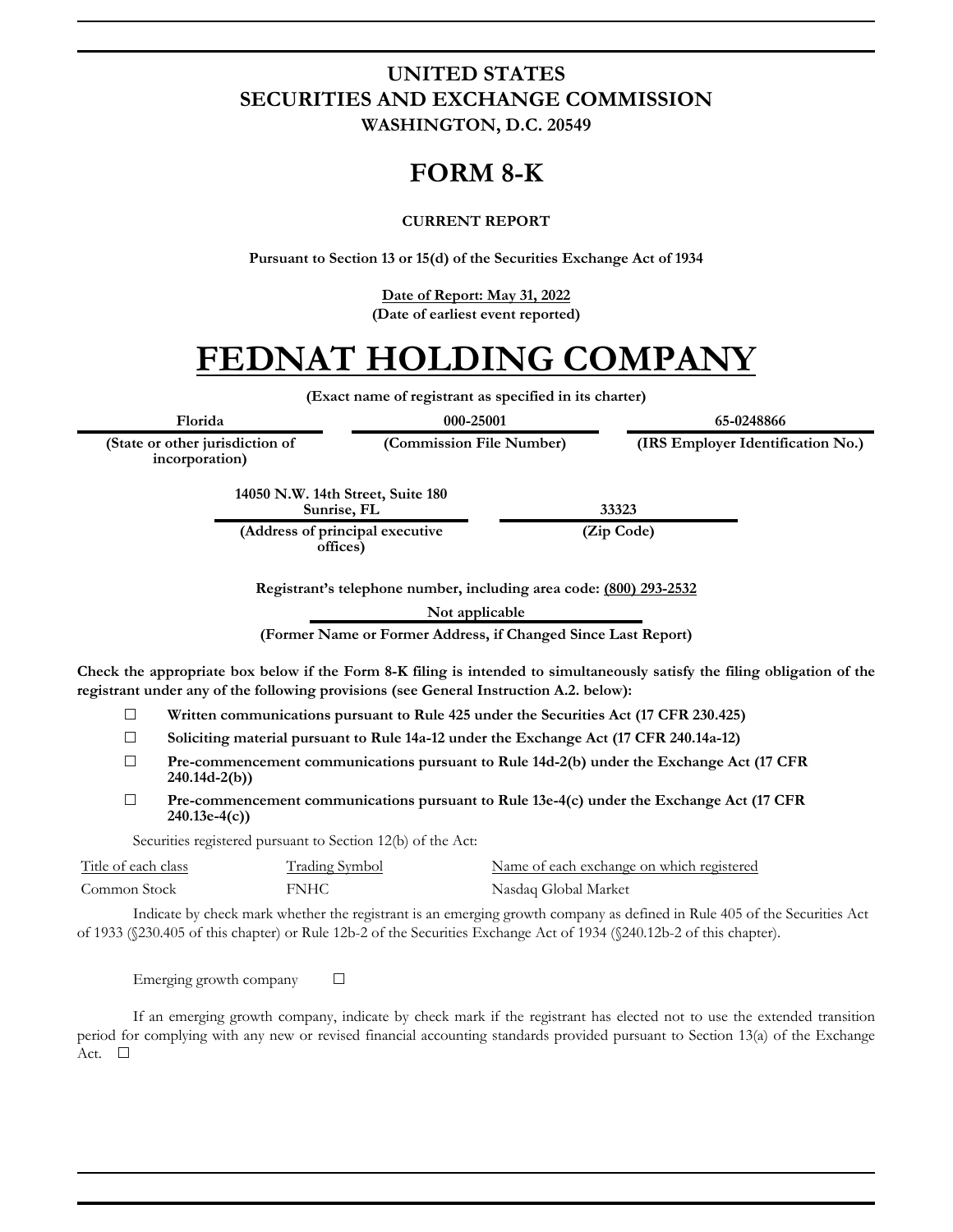# UNITED STATES
# SECURITIES AND EXCHANGE COMMISSION
**WASHINGTON, D.C. 20549**

# FORM 8-K

**CURRENT REPORT**

**Pursuant to Section 13 or 15(d) of the Securities Exchange Act of 1934**

**Date of Report: May 31, 2022**
**(Date of earliest event reported)**

# FEDNAT HOLDING COMPANY

**(Exact name of registrant as specified in its charter)**

| Florida | 000-25001 | 65-0248866 |
|---|---|---|
| (State or other jurisdiction of incorporation) | (Commission File Number) | (IRS Employer Identification No.) |

| 14050 N.W. 14th Street, Suite 180 Sunrise, FL | 33323 |
|---|---|
| (Address of principal executive offices) | (Zip Code) |

**Registrant's telephone number, including area code: (800) 293-2532**

**Not applicable**

**(Former Name or Former Address, if Changed Since Last Report)**

**Check the appropriate box below if the Form 8-K filing is intended to simultaneously satisfy the filing obligation of the registrant under any of the following provisions (see General Instruction A.2. below):**

☐ **Written communications pursuant to Rule 425 under the Securities Act (17 CFR 230.425)**

☐ **Soliciting material pursuant to Rule 14a-12 under the Exchange Act (17 CFR 240.14a-12)**

☐ **Pre-commencement communications pursuant to Rule 14d-2(b) under the Exchange Act (17 CFR 240.14d-2(b))**

☐ **Pre-commencement communications pursuant to Rule 13e-4(c) under the Exchange Act (17 CFR 240.13e-4(c))**

Securities registered pursuant to Section 12(b) of the Act:

| Title of each class | Trading Symbol | Name of each exchange on which registered |
|---|---|---|
| Common Stock | FNHC | Nasdaq Global Market |

Indicate by check mark whether the registrant is an emerging growth company as defined in Rule 405 of the Securities Act of 1933 (§230.405 of this chapter) or Rule 12b-2 of the Securities Exchange Act of 1934 (§240.12b-2 of this chapter).

Emerging growth company ☐

If an emerging growth company, indicate by check mark if the registrant has elected not to use the extended transition period for complying with any new or revised financial accounting standards provided pursuant to Section 13(a) of the Exchange Act. ☐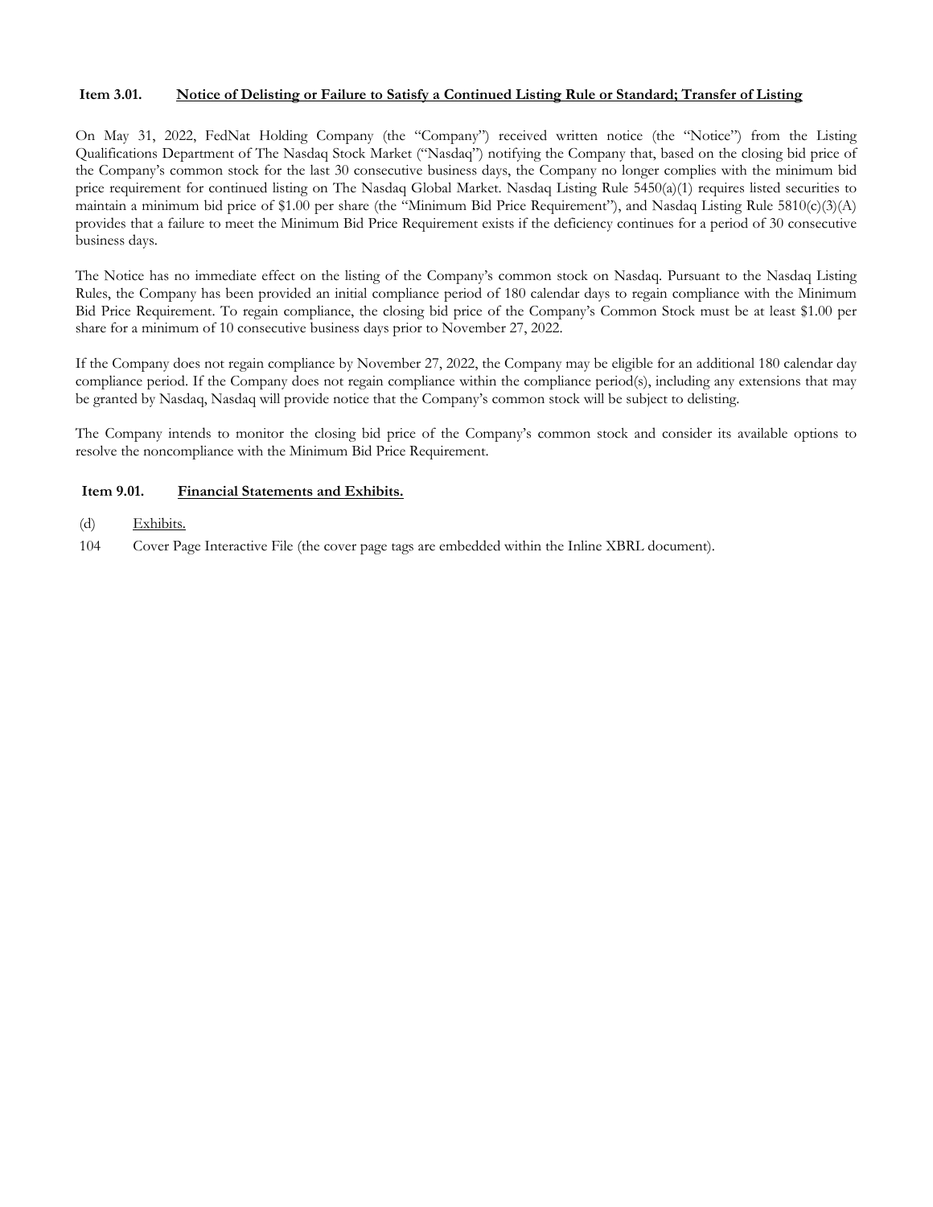## Item 3.01. Notice of Delisting or Failure to Satisfy a Continued Listing Rule or Standard; Transfer of Listing

On May 31, 2022, FedNat Holding Company (the "Company") received written notice (the "Notice") from the Listing Qualifications Department of The Nasdaq Stock Market ("Nasdaq") notifying the Company that, based on the closing bid price of the Company's common stock for the last 30 consecutive business days, the Company no longer complies with the minimum bid price requirement for continued listing on The Nasdaq Global Market. Nasdaq Listing Rule 5450(a)(1) requires listed securities to maintain a minimum bid price of $1.00 per share (the "Minimum Bid Price Requirement"), and Nasdaq Listing Rule 5810(c)(3)(A) provides that a failure to meet the Minimum Bid Price Requirement exists if the deficiency continues for a period of 30 consecutive business days.

The Notice has no immediate effect on the listing of the Company's common stock on Nasdaq. Pursuant to the Nasdaq Listing Rules, the Company has been provided an initial compliance period of 180 calendar days to regain compliance with the Minimum Bid Price Requirement. To regain compliance, the closing bid price of the Company's Common Stock must be at least $1.00 per share for a minimum of 10 consecutive business days prior to November 27, 2022.

If the Company does not regain compliance by November 27, 2022, the Company may be eligible for an additional 180 calendar day compliance period. If the Company does not regain compliance within the compliance period(s), including any extensions that may be granted by Nasdaq, Nasdaq will provide notice that the Company's common stock will be subject to delisting.

The Company intends to monitor the closing bid price of the Company's common stock and consider its available options to resolve the noncompliance with the Minimum Bid Price Requirement.

## Item 9.01. Financial Statements and Exhibits.

(d) Exhibits.

104 Cover Page Interactive File (the cover page tags are embedded within the Inline XBRL document).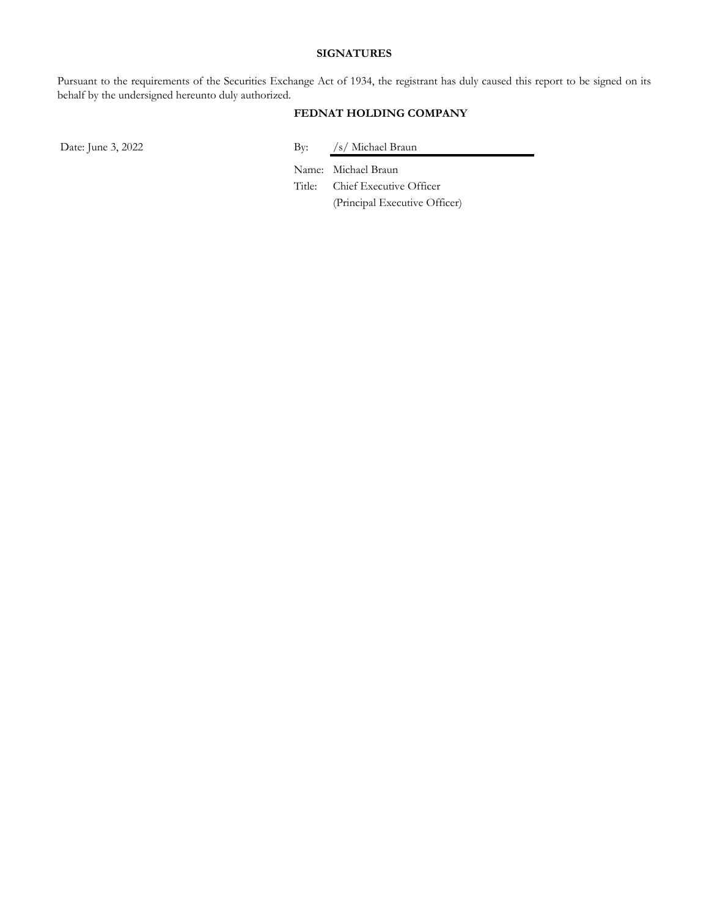**SIGNATURES**

Pursuant to the requirements of the Securities Exchange Act of 1934, the registrant has duly caused this report to be signed on its behalf by the undersigned hereunto duly authorized.

**FEDNAT HOLDING COMPANY**

Date: June 3, 2022

By: /s/ Michael Braun

Name: Michael Braun

Title: Chief Executive Officer
(Principal Executive Officer)